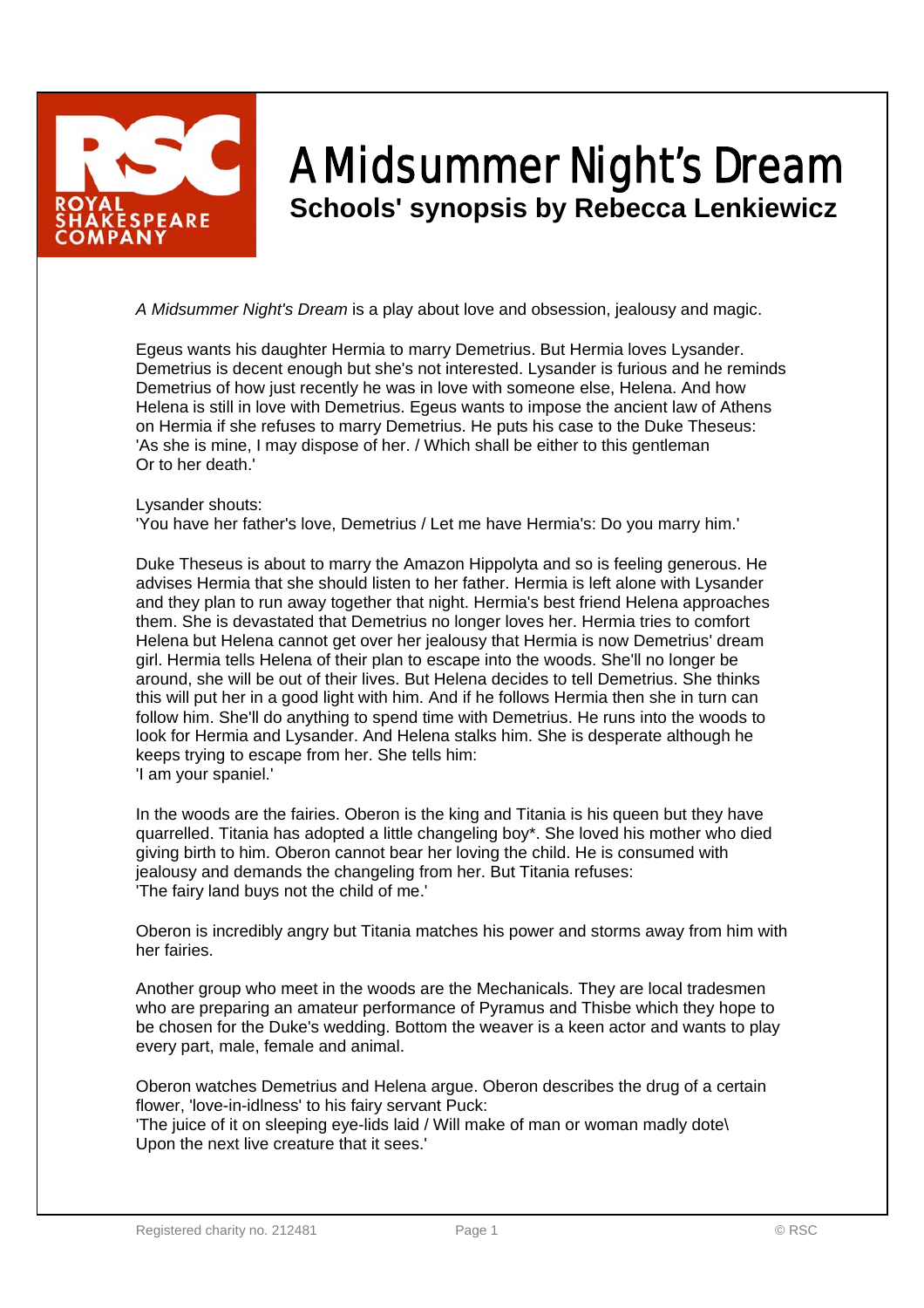# A Midsummer Night's Dream

## Schools' synopsis by Rebecca Lenkiewicz

*A Midsummer Night's Dream* is a play about love and obsession, jealousy and magic.

Egeus wants his daughter Hermia to marry Demetrius. But Hermia loves Lysander. Demetrius is decent enough but she's not interested. Lysander is furious and he reminds Demetrius of how just recently he was in love with someone else, Helena. And how Helena is still in love with Demetrius. Egeus wants to impose the ancient law of Athens on Hermia if she refuses to marry Demetrius. He puts his case to the Duke Theseus:
'As she is mine, I may dispose of her. / Which shall be either to this gentleman
Or to her death.'

Lysander shouts:
'You have her father's love, Demetrius / Let me have Hermia's: Do you marry him.'

Duke Theseus is about to marry the Amazon Hippolyta and so is feeling generous. He advises Hermia that she should listen to her father. Hermia is left alone with Lysander and they plan to run away together that night. Hermia's best friend Helena approaches them. She is devastated that Demetrius no longer loves her. Hermia tries to comfort Helena but Helena cannot get over her jealousy that Hermia is now Demetrius' dream girl. Hermia tells Helena of their plan to escape into the woods. She'll no longer be around, she will be out of their lives. But Helena decides to tell Demetrius. She thinks this will put her in a good light with him. And if he follows Hermia then she in turn can follow him. She'll do anything to spend time with Demetrius. He runs into the woods to look for Hermia and Lysander. And Helena stalks him. She is desperate although he keeps trying to escape from her. She tells him:
'I am your spaniel.'

In the woods are the fairies. Oberon is the king and Titania is his queen but they have quarrelled. Titania has adopted a little changeling boy*. She loved his mother who died giving birth to him. Oberon cannot bear her loving the child. He is consumed with jealousy and demands the changeling from her. But Titania refuses:
'The fairy land buys not the child of me.'

Oberon is incredibly angry but Titania matches his power and storms away from him with her fairies.

Another group who meet in the woods are the Mechanicals. They are local tradesmen who are preparing an amateur performance of Pyramus and Thisbe which they hope to be chosen for the Duke's wedding. Bottom the weaver is a keen actor and wants to play every part, male, female and animal.

Oberon watches Demetrius and Helena argue. Oberon describes the drug of a certain flower, 'love-in-idlness' to his fairy servant Puck:
'The juice of it on sleeping eye-lids laid / Will make of man or woman madly dote\
Upon the next live creature that it sees.'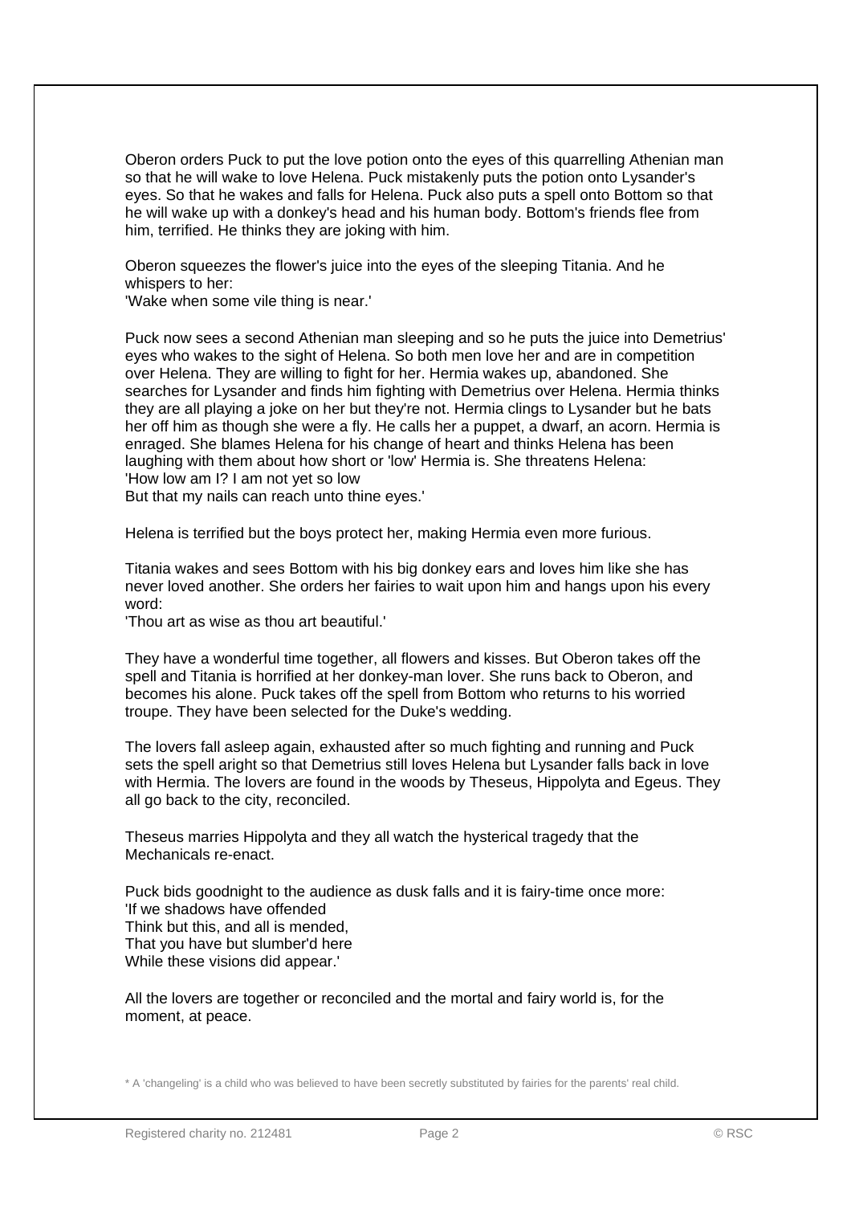Oberon orders Puck to put the love potion onto the eyes of this quarrelling Athenian man so that he will wake to love Helena. Puck mistakenly puts the potion onto Lysander's eyes. So that he wakes and falls for Helena. Puck also puts a spell onto Bottom so that he will wake up with a donkey's head and his human body. Bottom's friends flee from him, terrified. He thinks they are joking with him.

Oberon squeezes the flower's juice into the eyes of the sleeping Titania. And he whispers to her:
'Wake when some vile thing is near.'

Puck now sees a second Athenian man sleeping and so he puts the juice into Demetrius' eyes who wakes to the sight of Helena. So both men love her and are in competition over Helena. They are willing to fight for her. Hermia wakes up, abandoned. She searches for Lysander and finds him fighting with Demetrius over Helena. Hermia thinks they are all playing a joke on her but they're not. Hermia clings to Lysander but he bats her off him as though she were a fly. He calls her a puppet, a dwarf, an acorn. Hermia is enraged. She blames Helena for his change of heart and thinks Helena has been laughing with them about how short or 'low' Hermia is. She threatens Helena:
'How low am I? I am not yet so low
But that my nails can reach unto thine eyes.'

Helena is terrified but the boys protect her, making Hermia even more furious.

Titania wakes and sees Bottom with his big donkey ears and loves him like she has never loved another. She orders her fairies to wait upon him and hangs upon his every word:
'Thou art as wise as thou art beautiful.'

They have a wonderful time together, all flowers and kisses. But Oberon takes off the spell and Titania is horrified at her donkey-man lover. She runs back to Oberon, and becomes his alone. Puck takes off the spell from Bottom who returns to his worried troupe. They have been selected for the Duke's wedding.

The lovers fall asleep again, exhausted after so much fighting and running and Puck sets the spell aright so that Demetrius still loves Helena but Lysander falls back in love with Hermia. The lovers are found in the woods by Theseus, Hippolyta and Egeus. They all go back to the city, reconciled.

Theseus marries Hippolyta and they all watch the hysterical tragedy that the Mechanicals re-enact.

Puck bids goodnight to the audience as dusk falls and it is fairy-time once more:
'If we shadows have offended
Think but this, and all is mended,
That you have but slumber'd here
While these visions did appear.'

All the lovers are together or reconciled and the mortal and fairy world is, for the moment, at peace.

* A 'changeling' is a child who was believed to have been secretly substituted by fairies for the parents' real child.